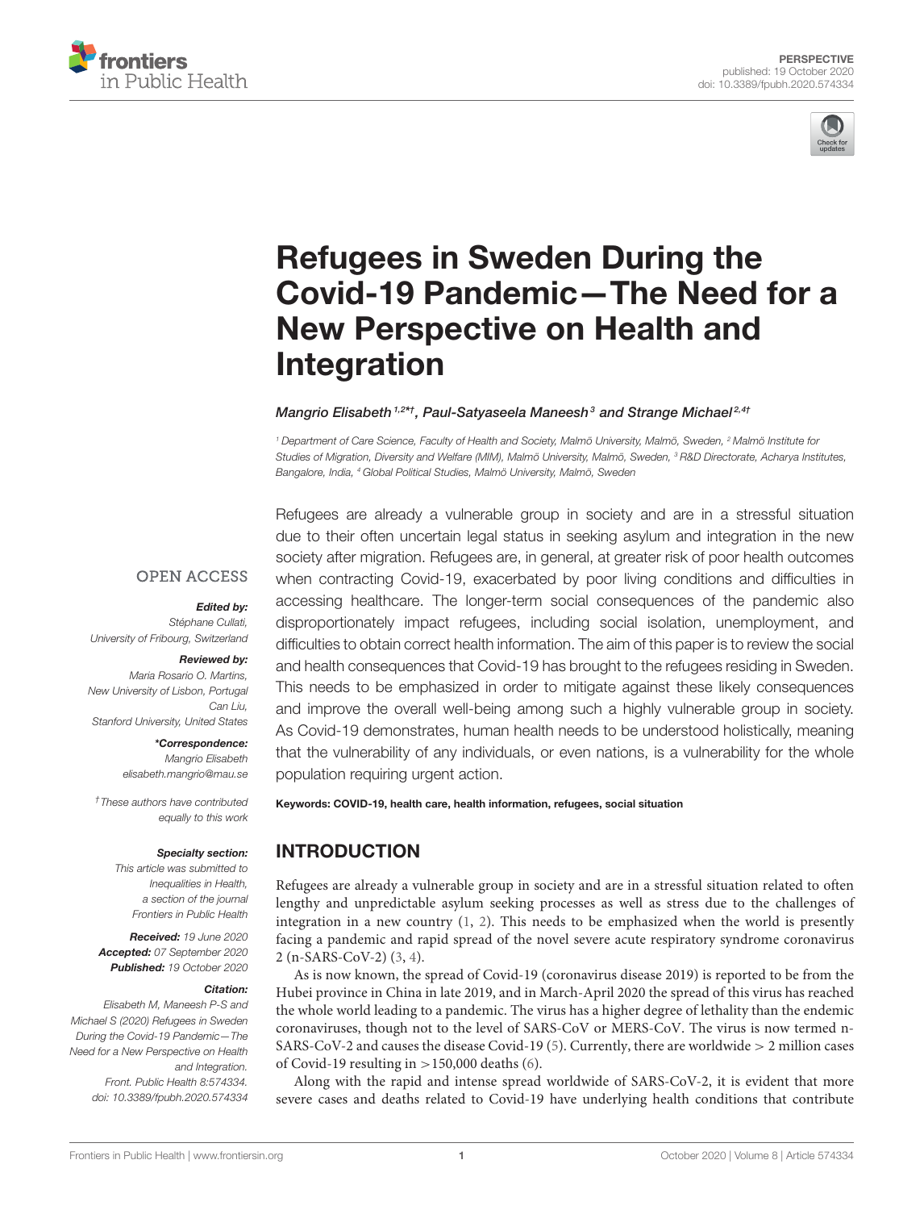PERSPECTIVE
published: 19 October 2020
doi: 10.3389/fpubh.2020.574334

# Refugees in Sweden During the Covid-19 Pandemic—The Need for a New Perspective on Health and Integration

*Mangrio Elisabeth[1,2*†], Paul-Satyaseela Maneesh[3] and Strange Michael[2,4†]*

[1] Department of Care Science, Faculty of Health and Society, Malmö University, Malmö, Sweden, [2] Malmö Institute for Studies of Migration, Diversity and Welfare (MIM), Malmö University, Malmö, Sweden, [3] R&D Directorate, Acharya Institutes, Bangalore, India, [4] Global Political Studies, Malmö University, Malmö, Sweden

Refugees are already a vulnerable group in society and are in a stressful situation due to their often uncertain legal status in seeking asylum and integration in the new society after migration. Refugees are, in general, at greater risk of poor health outcomes when contracting Covid-19, exacerbated by poor living conditions and difficulties in accessing healthcare. The longer-term social consequences of the pandemic also disproportionately impact refugees, including social isolation, unemployment, and difficulties to obtain correct health information. The aim of this paper is to review the social and health consequences that Covid-19 has brought to the refugees residing in Sweden. This needs to be emphasized in order to mitigate against these likely consequences and improve the overall well-being among such a highly vulnerable group in society. As Covid-19 demonstrates, human health needs to be understood holistically, meaning that the vulnerability of any individuals, or even nations, is a vulnerability for the whole population requiring urgent action.

**Keywords: COVID-19, health care, health information, refugees, social situation**

OPEN ACCESS

***Edited by:***
*Stéphane Cullati, University of Fribourg, Switzerland*

***Reviewed by:***
*Maria Rosario O. Martins, New University of Lisbon, Portugal*
*Can Liu, Stanford University, United States*

***\*Correspondence:***
*Mangrio Elisabeth*
*elisabeth.mangrio@mau.se*

*† These authors have contributed equally to this work*

***Specialty section:***
*This article was submitted to Inequalities in Health, a section of the journal Frontiers in Public Health*

***Received:*** *19 June 2020*
***Accepted:*** *07 September 2020*
***Published:*** *19 October 2020*

***Citation:***
*Elisabeth M, Maneesh P-S and Michael S (2020) Refugees in Sweden During the Covid-19 Pandemic—The Need for a New Perspective on Health and Integration. Front. Public Health 8:574334. doi: 10.3389/fpubh.2020.574334*

## INTRODUCTION

Refugees are already a vulnerable group in society and are in a stressful situation related to often lengthy and unpredictable asylum seeking processes as well as stress due to the challenges of integration in a new country (1, 2). This needs to be emphasized when the world is presently facing a pandemic and rapid spread of the novel severe acute respiratory syndrome coronavirus 2 (n-SARS-CoV-2) (3, 4).

As is now known, the spread of Covid-19 (coronavirus disease 2019) is reported to be from the Hubei province in China in late 2019, and in March-April 2020 the spread of this virus has reached the whole world leading to a pandemic. The virus has a higher degree of lethality than the endemic coronaviruses, though not to the level of SARS-CoV or MERS-CoV. The virus is now termed n-SARS-CoV-2 and causes the disease Covid-19 (5). Currently, there are worldwide > 2 million cases of Covid-19 resulting in >150,000 deaths (6).

Along with the rapid and intense spread worldwide of SARS-CoV-2, it is evident that more severe cases and deaths related to Covid-19 have underlying health conditions that contribute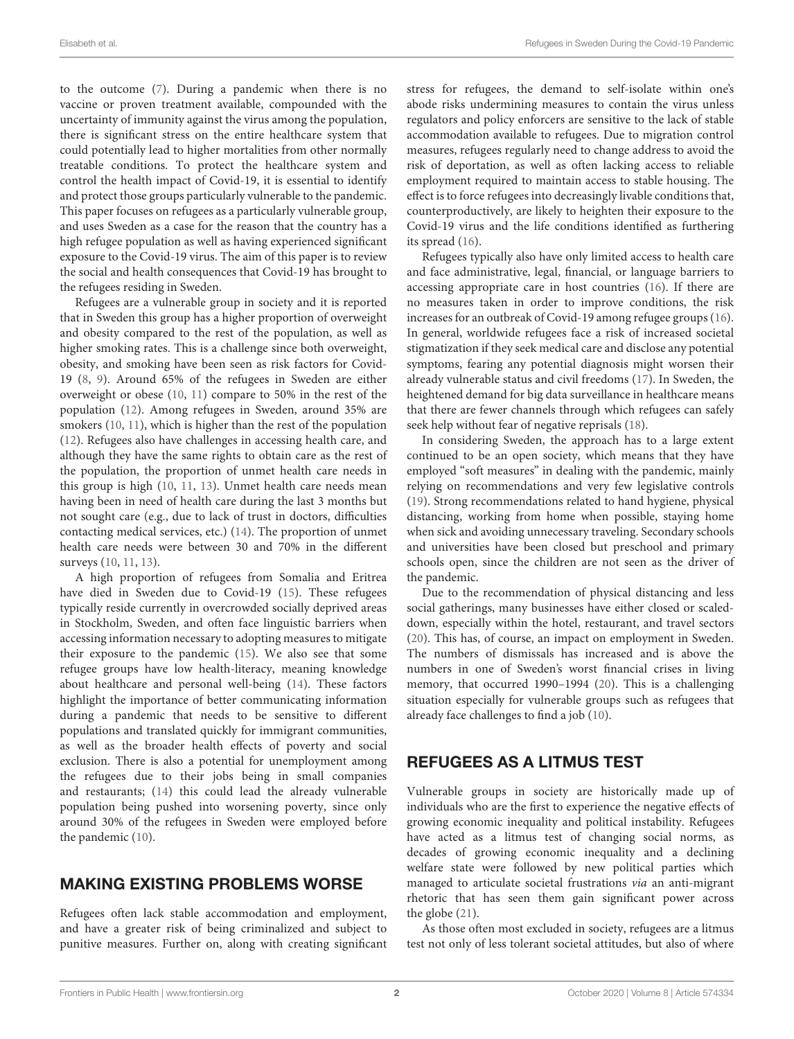to the outcome (7). During a pandemic when there is no vaccine or proven treatment available, compounded with the uncertainty of immunity against the virus among the population, there is significant stress on the entire healthcare system that could potentially lead to higher mortalities from other normally treatable conditions. To protect the healthcare system and control the health impact of Covid-19, it is essential to identify and protect those groups particularly vulnerable to the pandemic. This paper focuses on refugees as a particularly vulnerable group, and uses Sweden as a case for the reason that the country has a high refugee population as well as having experienced significant exposure to the Covid-19 virus. The aim of this paper is to review the social and health consequences that Covid-19 has brought to the refugees residing in Sweden.

Refugees are a vulnerable group in society and it is reported that in Sweden this group has a higher proportion of overweight and obesity compared to the rest of the population, as well as higher smoking rates. This is a challenge since both overweight, obesity, and smoking have been seen as risk factors for Covid-19 (8, 9). Around 65% of the refugees in Sweden are either overweight or obese (10, 11) compare to 50% in the rest of the population (12). Among refugees in Sweden, around 35% are smokers (10, 11), which is higher than the rest of the population (12). Refugees also have challenges in accessing health care, and although they have the same rights to obtain care as the rest of the population, the proportion of unmet health care needs in this group is high (10, 11, 13). Unmet health care needs mean having been in need of health care during the last 3 months but not sought care (e.g., due to lack of trust in doctors, difficulties contacting medical services, etc.) (14). The proportion of unmet health care needs were between 30 and 70% in the different surveys (10, 11, 13).

A high proportion of refugees from Somalia and Eritrea have died in Sweden due to Covid-19 (15). These refugees typically reside currently in overcrowded socially deprived areas in Stockholm, Sweden, and often face linguistic barriers when accessing information necessary to adopting measures to mitigate their exposure to the pandemic (15). We also see that some refugee groups have low health-literacy, meaning knowledge about healthcare and personal well-being (14). These factors highlight the importance of better communicating information during a pandemic that needs to be sensitive to different populations and translated quickly for immigrant communities, as well as the broader health effects of poverty and social exclusion. There is also a potential for unemployment among the refugees due to their jobs being in small companies and restaurants; (14) this could lead the already vulnerable population being pushed into worsening poverty, since only around 30% of the refugees in Sweden were employed before the pandemic (10).

## MAKING EXISTING PROBLEMS WORSE

Refugees often lack stable accommodation and employment, and have a greater risk of being criminalized and subject to punitive measures. Further on, along with creating significant stress for refugees, the demand to self-isolate within one's abode risks undermining measures to contain the virus unless regulators and policy enforcers are sensitive to the lack of stable accommodation available to refugees. Due to migration control measures, refugees regularly need to change address to avoid the risk of deportation, as well as often lacking access to reliable employment required to maintain access to stable housing. The effect is to force refugees into decreasingly livable conditions that, counterproductively, are likely to heighten their exposure to the Covid-19 virus and the life conditions identified as furthering its spread (16).

Refugees typically also have only limited access to health care and face administrative, legal, financial, or language barriers to accessing appropriate care in host countries (16). If there are no measures taken in order to improve conditions, the risk increases for an outbreak of Covid-19 among refugee groups (16). In general, worldwide refugees face a risk of increased societal stigmatization if they seek medical care and disclose any potential symptoms, fearing any potential diagnosis might worsen their already vulnerable status and civil freedoms (17). In Sweden, the heightened demand for big data surveillance in healthcare means that there are fewer channels through which refugees can safely seek help without fear of negative reprisals (18).

In considering Sweden, the approach has to a large extent continued to be an open society, which means that they have employed "soft measures" in dealing with the pandemic, mainly relying on recommendations and very few legislative controls (19). Strong recommendations related to hand hygiene, physical distancing, working from home when possible, staying home when sick and avoiding unnecessary traveling. Secondary schools and universities have been closed but preschool and primary schools open, since the children are not seen as the driver of the pandemic.

Due to the recommendation of physical distancing and less social gatherings, many businesses have either closed or scaled-down, especially within the hotel, restaurant, and travel sectors (20). This has, of course, an impact on employment in Sweden. The numbers of dismissals has increased and is above the numbers in one of Sweden's worst financial crises in living memory, that occurred 1990–1994 (20). This is a challenging situation especially for vulnerable groups such as refugees that already face challenges to find a job (10).

## REFUGEES AS A LITMUS TEST

Vulnerable groups in society are historically made up of individuals who are the first to experience the negative effects of growing economic inequality and political instability. Refugees have acted as a litmus test of changing social norms, as decades of growing economic inequality and a declining welfare state were followed by new political parties which managed to articulate societal frustrations *via* an anti-migrant rhetoric that has seen them gain significant power across the globe (21).

As those often most excluded in society, refugees are a litmus test not only of less tolerant societal attitudes, but also of where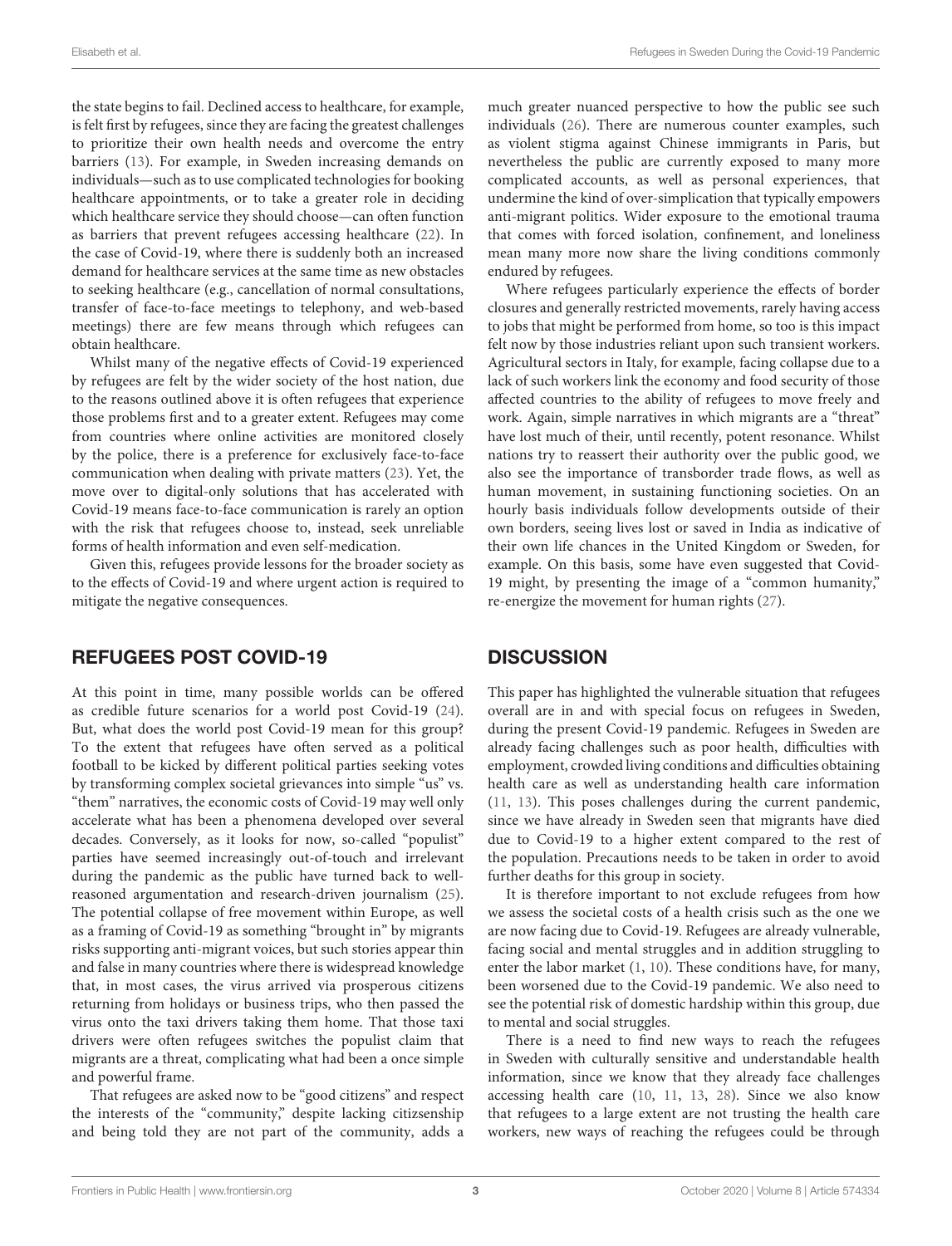the state begins to fail. Declined access to healthcare, for example, is felt first by refugees, since they are facing the greatest challenges to prioritize their own health needs and overcome the entry barriers (13). For example, in Sweden increasing demands on individuals—such as to use complicated technologies for booking healthcare appointments, or to take a greater role in deciding which healthcare service they should choose—can often function as barriers that prevent refugees accessing healthcare (22). In the case of Covid-19, where there is suddenly both an increased demand for healthcare services at the same time as new obstacles to seeking healthcare (e.g., cancellation of normal consultations, transfer of face-to-face meetings to telephony, and web-based meetings) there are few means through which refugees can obtain healthcare.

Whilst many of the negative effects of Covid-19 experienced by refugees are felt by the wider society of the host nation, due to the reasons outlined above it is often refugees that experience those problems first and to a greater extent. Refugees may come from countries where online activities are monitored closely by the police, there is a preference for exclusively face-to-face communication when dealing with private matters (23). Yet, the move over to digital-only solutions that has accelerated with Covid-19 means face-to-face communication is rarely an option with the risk that refugees choose to, instead, seek unreliable forms of health information and even self-medication.

Given this, refugees provide lessons for the broader society as to the effects of Covid-19 and where urgent action is required to mitigate the negative consequences.

## REFUGEES POST COVID-19

At this point in time, many possible worlds can be offered as credible future scenarios for a world post Covid-19 (24). But, what does the world post Covid-19 mean for this group? To the extent that refugees have often served as a political football to be kicked by different political parties seeking votes by transforming complex societal grievances into simple "us" vs. "them" narratives, the economic costs of Covid-19 may well only accelerate what has been a phenomena developed over several decades. Conversely, as it looks for now, so-called "populist" parties have seemed increasingly out-of-touch and irrelevant during the pandemic as the public have turned back to well-reasoned argumentation and research-driven journalism (25). The potential collapse of free movement within Europe, as well as a framing of Covid-19 as something "brought in" by migrants risks supporting anti-migrant voices, but such stories appear thin and false in many countries where there is widespread knowledge that, in most cases, the virus arrived via prosperous citizens returning from holidays or business trips, who then passed the virus onto the taxi drivers taking them home. That those taxi drivers were often refugees switches the populist claim that migrants are a threat, complicating what had been a once simple and powerful frame.

That refugees are asked now to be "good citizens" and respect the interests of the "community," despite lacking citizsenship and being told they are not part of the community, adds a much greater nuanced perspective to how the public see such individuals (26). There are numerous counter examples, such as violent stigma against Chinese immigrants in Paris, but nevertheless the public are currently exposed to many more complicated accounts, as well as personal experiences, that undermine the kind of over-simplication that typically empowers anti-migrant politics. Wider exposure to the emotional trauma that comes with forced isolation, confinement, and loneliness mean many more now share the living conditions commonly endured by refugees.

Where refugees particularly experience the effects of border closures and generally restricted movements, rarely having access to jobs that might be performed from home, so too is this impact felt now by those industries reliant upon such transient workers. Agricultural sectors in Italy, for example, facing collapse due to a lack of such workers link the economy and food security of those affected countries to the ability of refugees to move freely and work. Again, simple narratives in which migrants are a "threat" have lost much of their, until recently, potent resonance. Whilst nations try to reassert their authority over the public good, we also see the importance of transborder trade flows, as well as human movement, in sustaining functioning societies. On an hourly basis individuals follow developments outside of their own borders, seeing lives lost or saved in India as indicative of their own life chances in the United Kingdom or Sweden, for example. On this basis, some have even suggested that Covid-19 might, by presenting the image of a "common humanity," re-energize the movement for human rights (27).

## DISCUSSION

This paper has highlighted the vulnerable situation that refugees overall are in and with special focus on refugees in Sweden, during the present Covid-19 pandemic. Refugees in Sweden are already facing challenges such as poor health, difficulties with employment, crowded living conditions and difficulties obtaining health care as well as understanding health care information (11, 13). This poses challenges during the current pandemic, since we have already in Sweden seen that migrants have died due to Covid-19 to a higher extent compared to the rest of the population. Precautions needs to be taken in order to avoid further deaths for this group in society.

It is therefore important to not exclude refugees from how we assess the societal costs of a health crisis such as the one we are now facing due to Covid-19. Refugees are already vulnerable, facing social and mental struggles and in addition struggling to enter the labor market (1, 10). These conditions have, for many, been worsened due to the Covid-19 pandemic. We also need to see the potential risk of domestic hardship within this group, due to mental and social struggles.

There is a need to find new ways to reach the refugees in Sweden with culturally sensitive and understandable health information, since we know that they already face challenges accessing health care (10, 11, 13, 28). Since we also know that refugees to a large extent are not trusting the health care workers, new ways of reaching the refugees could be through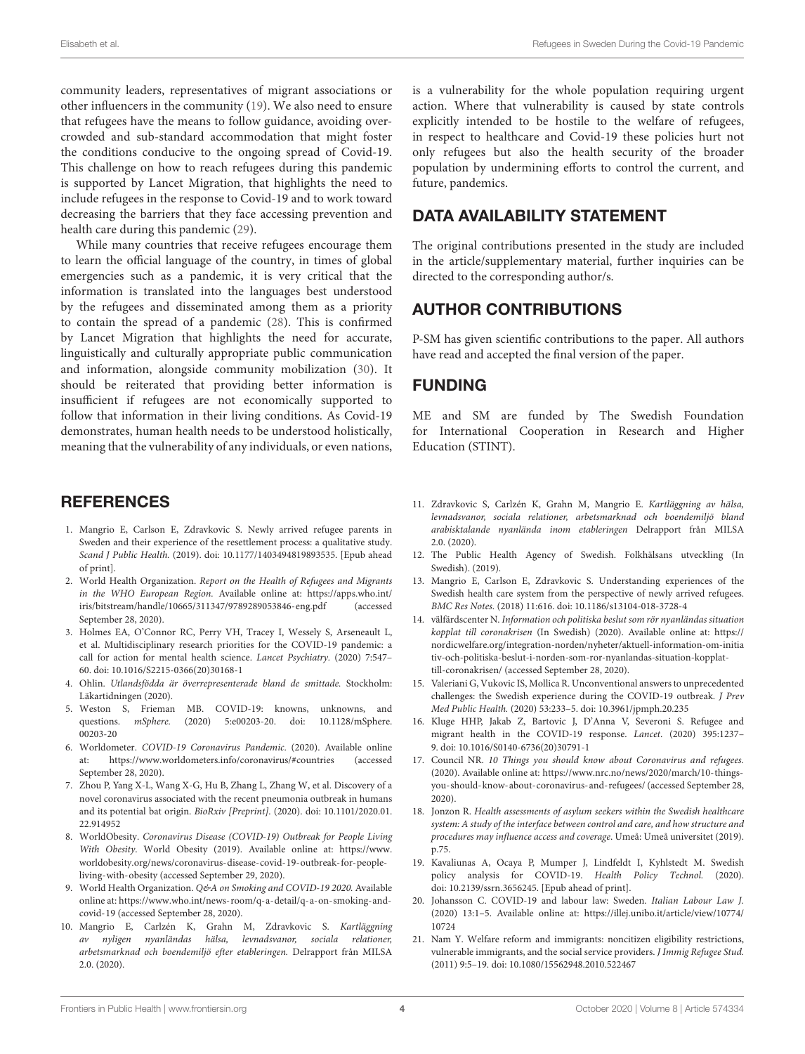community leaders, representatives of migrant associations or other influencers in the community (19). We also need to ensure that refugees have the means to follow guidance, avoiding overcrowded and sub-standard accommodation that might foster the conditions conducive to the ongoing spread of Covid-19. This challenge on how to reach refugees during this pandemic is supported by Lancet Migration, that highlights the need to include refugees in the response to Covid-19 and to work toward decreasing the barriers that they face accessing prevention and health care during this pandemic (29).

While many countries that receive refugees encourage them to learn the official language of the country, in times of global emergencies such as a pandemic, it is very critical that the information is translated into the languages best understood by the refugees and disseminated among them as a priority to contain the spread of a pandemic (28). This is confirmed by Lancet Migration that highlights the need for accurate, linguistically and culturally appropriate public communication and information, alongside community mobilization (30). It should be reiterated that providing better information is insufficient if refugees are not economically supported to follow that information in their living conditions. As Covid-19 demonstrates, human health needs to be understood holistically, meaning that the vulnerability of any individuals, or even nations, is a vulnerability for the whole population requiring urgent action. Where that vulnerability is caused by state controls explicitly intended to be hostile to the welfare of refugees, in respect to healthcare and Covid-19 these policies hurt not only refugees but also the health security of the broader population by undermining efforts to control the current, and future, pandemics.

## DATA AVAILABILITY STATEMENT

The original contributions presented in the study are included in the article/supplementary material, further inquiries can be directed to the corresponding author/s.

## AUTHOR CONTRIBUTIONS

P-SM has given scientific contributions to the paper. All authors have read and accepted the final version of the paper.

## FUNDING

ME and SM are funded by The Swedish Foundation for International Cooperation in Research and Higher Education (STINT).

## REFERENCES

1. Mangrio E, Carlson E, Zdravkovic S. Newly arrived refugee parents in Sweden and their experience of the resettlement process: a qualitative study. *Scand J Public Health.* (2019). doi: 10.1177/1403494819893535. [Epub ahead of print].
2. World Health Organization. *Report on the Health of Refugees and Migrants in the WHO European Region.* Available online at: https://apps.who.int/iris/bitstream/handle/10665/311347/9789289053846-eng.pdf (accessed September 28, 2020).
3. Holmes EA, O'Connor RC, Perry VH, Tracey I, Wessely S, Arseneault L, et al. Multidisciplinary research priorities for the COVID-19 pandemic: a call for action for mental health science. *Lancet Psychiatry.* (2020) 7:547–60. doi: 10.1016/S2215-0366(20)30168-1
4. Ohlin. *Utlandsfödda är överrepresenterade bland de smittade.* Stockholm: Läkartidningen (2020).
5. Weston S, Frieman MB. COVID-19: knowns, unknowns, and questions. *mSphere.* (2020) 5:e00203-20. doi: 10.1128/mSphere.00203-20
6. Worldometer. *COVID-19 Coronavirus Pandemic.* (2020). Available online at: https://www.worldometers.info/coronavirus/#countries (accessed September 28, 2020).
7. Zhou P, Yang X-L, Wang X-G, Hu B, Zhang L, Zhang W, et al. Discovery of a novel coronavirus associated with the recent pneumonia outbreak in humans and its potential bat origin. *BioRxiv [Preprint].* (2020). doi: 10.1101/2020.01.22.914952
8. WorldObesity. *Coronavirus Disease (COVID-19) Outbreak for People Living With Obesity.* World Obesity (2019). Available online at: https://www.worldobesity.org/news/coronavirus-disease-covid-19-outbreak-for-people-living-with-obesity (accessed September 29, 2020).
9. World Health Organization. *Q&A on Smoking and COVID-19 2020.* Available online at: https://www.who.int/news-room/q-a-detail/q-a-on-smoking-and-covid-19 (accessed September 28, 2020).
10. Mangrio E, Carlzén K, Grahn M, Zdravkovic S. *Kartläggning av nyligen nyanländas hälsa, levnadsvanor, sociala relationer, arbetsmarknad och boendemiljö efter etableringen.* Delrapport från MILSA 2.0. (2020).
11. Zdravkovic S, Carlzén K, Grahn M, Mangrio E. *Kartläggning av hälsa, levnadsvanor, sociala relationer, arbetsmarknad och boendemiljö bland arabisktalande nyanlända inom etableringen* Delrapport från MILSA 2.0. (2020).
12. The Public Health Agency of Swedish. Folkhälsans utveckling (In Swedish). (2019).
13. Mangrio E, Carlson E, Zdravkovic S. Understanding experiences of the Swedish health care system from the perspective of newly arrived refugees. *BMC Res Notes.* (2018) 11:616. doi: 10.1186/s13104-018-3728-4
14. välfärdscenter N. *Information och politiska beslut som rör nyanländas situation kopplat till coronakrisen* (In Swedish) (2020). Available online at: https://nordicwelfare.org/integration-norden/nyheter/aktuell-information-om-initiativ-och-politiska-beslut-i-norden-som-ror-nyanlandas-situation-kopplat-till-coronakrisen/ (accessed September 28, 2020).
15. Valeriani G, Vukovic IS, Mollica R. Unconventional answers to unprecedented challenges: the Swedish experience during the COVID-19 outbreak. *J Prev Med Public Health.* (2020) 53:233–5. doi: 10.3961/jpmph.20.235
16. Kluge HHP, Jakab Z, Bartovic J, D'Anna V, Severoni S. Refugee and migrant health in the COVID-19 response. *Lancet.* (2020) 395:1237–9. doi: 10.1016/S0140-6736(20)30791-1
17. Council NR. *10 Things you should know about Coronavirus and refugees.* (2020). Available online at: https://www.nrc.no/news/2020/march/10-things-you-should-know-about-coronavirus-and-refugees/ (accessed September 28, 2020).
18. Jonzon R. *Health assessments of asylum seekers within the Swedish healthcare system: A study of the interface between control and care, and how structure and procedures may influence access and coverage.* Umeå: Umeå universitet (2019). p.75.
19. Kavaliunas A, Ocaya P, Mumper J, Lindfeldt I, Kyhlstedt M. Swedish policy analysis for COVID-19. *Health Policy Technol.* (2020). doi: 10.2139/ssrn.3656245. [Epub ahead of print].
20. Johansson C. COVID-19 and labour law: Sweden. *Italian Labour Law J.* (2020) 13:1–5. Available online at: https://illej.unibo.it/article/view/10774/10724
21. Nam Y. Welfare reform and immigrants: noncitizen eligibility restrictions, vulnerable immigrants, and the social service providers. *J Immig Refugee Stud.* (2011) 9:5–19. doi: 10.1080/15562948.2010.522467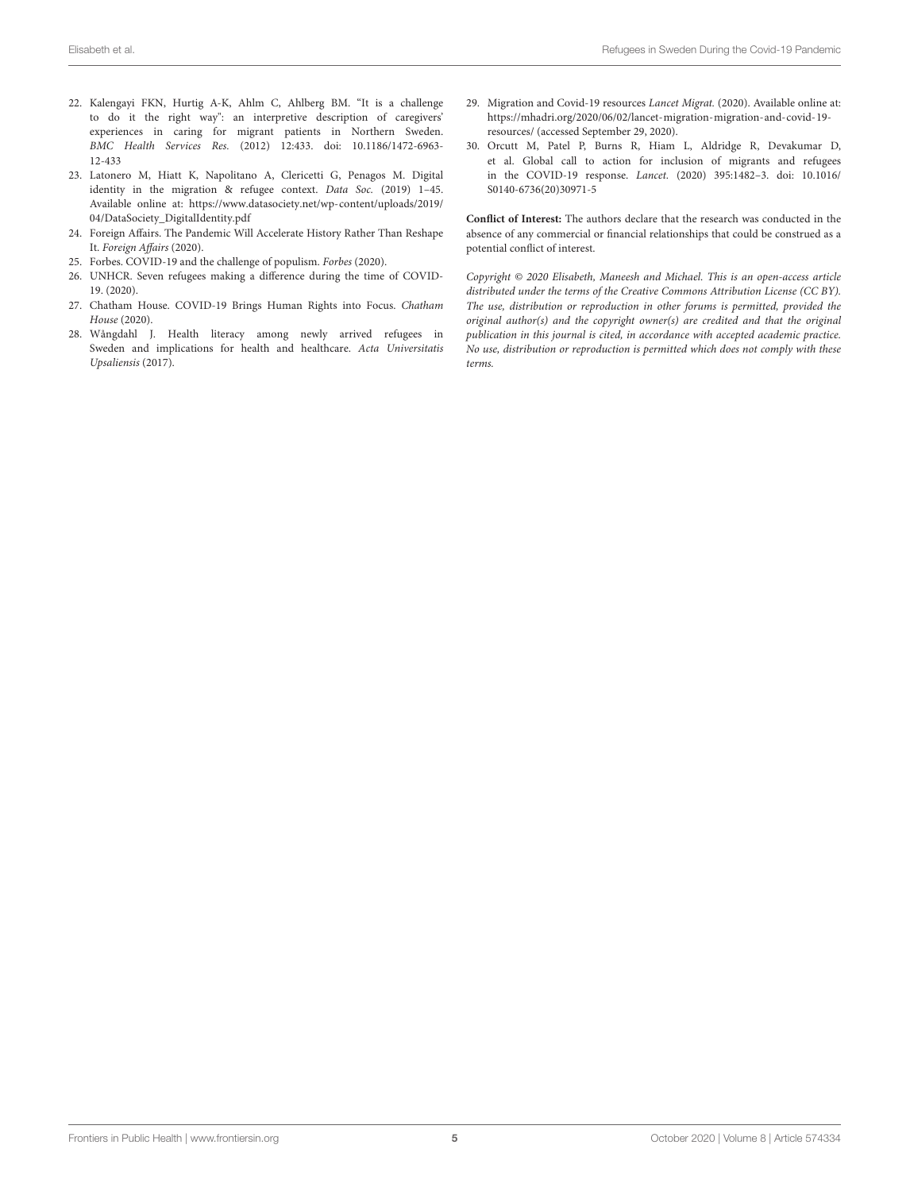22. Kalengayi FKN, Hurtig A-K, Ahlm C, Ahlberg BM. "It is a challenge to do it the right way": an interpretive description of caregivers' experiences in caring for migrant patients in Northern Sweden. *BMC Health Services Res.* (2012) 12:433. doi: 10.1186/1472-6963-12-433
23. Latonero M, Hiatt K, Napolitano A, Clericetti G, Penagos M. Digital identity in the migration & refugee context. *Data Soc.* (2019) 1–45. Available online at: https://www.datasociety.net/wp-content/uploads/2019/04/DataSociety_DigitalIdentity.pdf
24. Foreign Affairs. The Pandemic Will Accelerate History Rather Than Reshape It. *Foreign Affairs* (2020).
25. Forbes. COVID-19 and the challenge of populism. *Forbes* (2020).
26. UNHCR. Seven refugees making a difference during the time of COVID-19. (2020).
27. Chatham House. COVID-19 Brings Human Rights into Focus. *Chatham House* (2020).
28. Wångdahl J. Health literacy among newly arrived refugees in Sweden and implications for health and healthcare. *Acta Universitatis Upsaliensis* (2017).
29. Migration and Covid-19 resources *Lancet Migrat.* (2020). Available online at: https://mhadri.org/2020/06/02/lancet-migration-migration-and-covid-19-resources/ (accessed September 29, 2020).
30. Orcutt M, Patel P, Burns R, Hiam L, Aldridge R, Devakumar D, et al. Global call to action for inclusion of migrants and refugees in the COVID-19 response. *Lancet.* (2020) 395:1482–3. doi: 10.1016/S0140-6736(20)30971-5

**Conflict of Interest:** The authors declare that the research was conducted in the absence of any commercial or financial relationships that could be construed as a potential conflict of interest.

*Copyright © 2020 Elisabeth, Maneesh and Michael. This is an open-access article distributed under the terms of the Creative Commons Attribution License (CC BY). The use, distribution or reproduction in other forums is permitted, provided the original author(s) and the copyright owner(s) are credited and that the original publication in this journal is cited, in accordance with accepted academic practice. No use, distribution or reproduction is permitted which does not comply with these terms.*